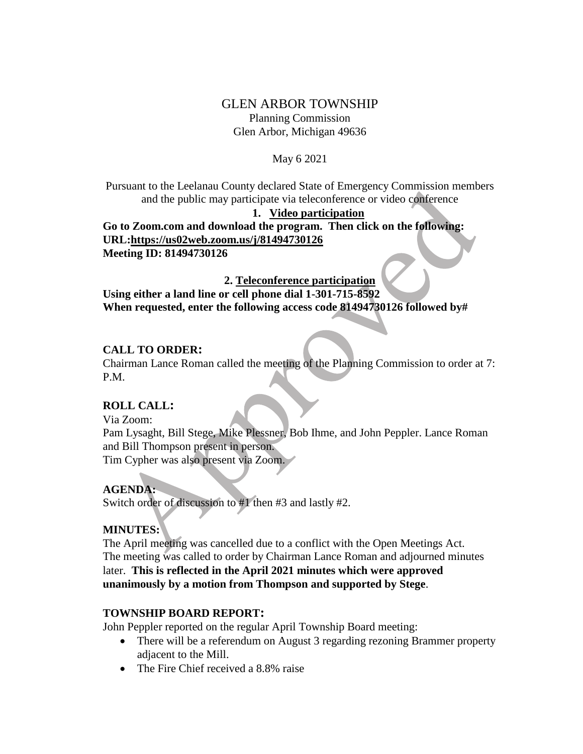# GLEN ARBOR TOWNSHIP

Planning Commission
Glen Arbor, Michigan 49636

May 6 2021

Pursuant to the Leelanau County declared State of Emergency Commission members and the public may participate via teleconference or video conference

**1. Video participation**

**Go to Zoom.com and download the program. Then click on the following:**
**URL:https://us02web.zoom.us/j/81494730126**
**Meeting ID: 81494730126**

**2. Teleconference participation**

**Using either a land line or cell phone dial 1-301-715-8592**
**When requested, enter the following access code 81494730126 followed by#**

## CALL TO ORDER:

Chairman Lance Roman called the meeting of the Planning Commission to order at 7: P.M.

## ROLL CALL:

Via Zoom:
Pam Lysaght, Bill Stege, Mike Plessner, Bob Ihme, and John Peppler. Lance Roman and Bill Thompson present in person.
Tim Cypher was also present via Zoom.

## AGENDA:

Switch order of discussion to #1 then #3 and lastly #2.

## MINUTES:

The April meeting was cancelled due to a conflict with the Open Meetings Act. The meeting was called to order by Chairman Lance Roman and adjourned minutes later. **This is reflected in the April 2021 minutes which were approved unanimously by a motion from Thompson and supported by Stege**.

## TOWNSHIP BOARD REPORT:

John Peppler reported on the regular April Township Board meeting:

- There will be a referendum on August 3 regarding rezoning Brammer property adjacent to the Mill.
- The Fire Chief received a 8.8% raise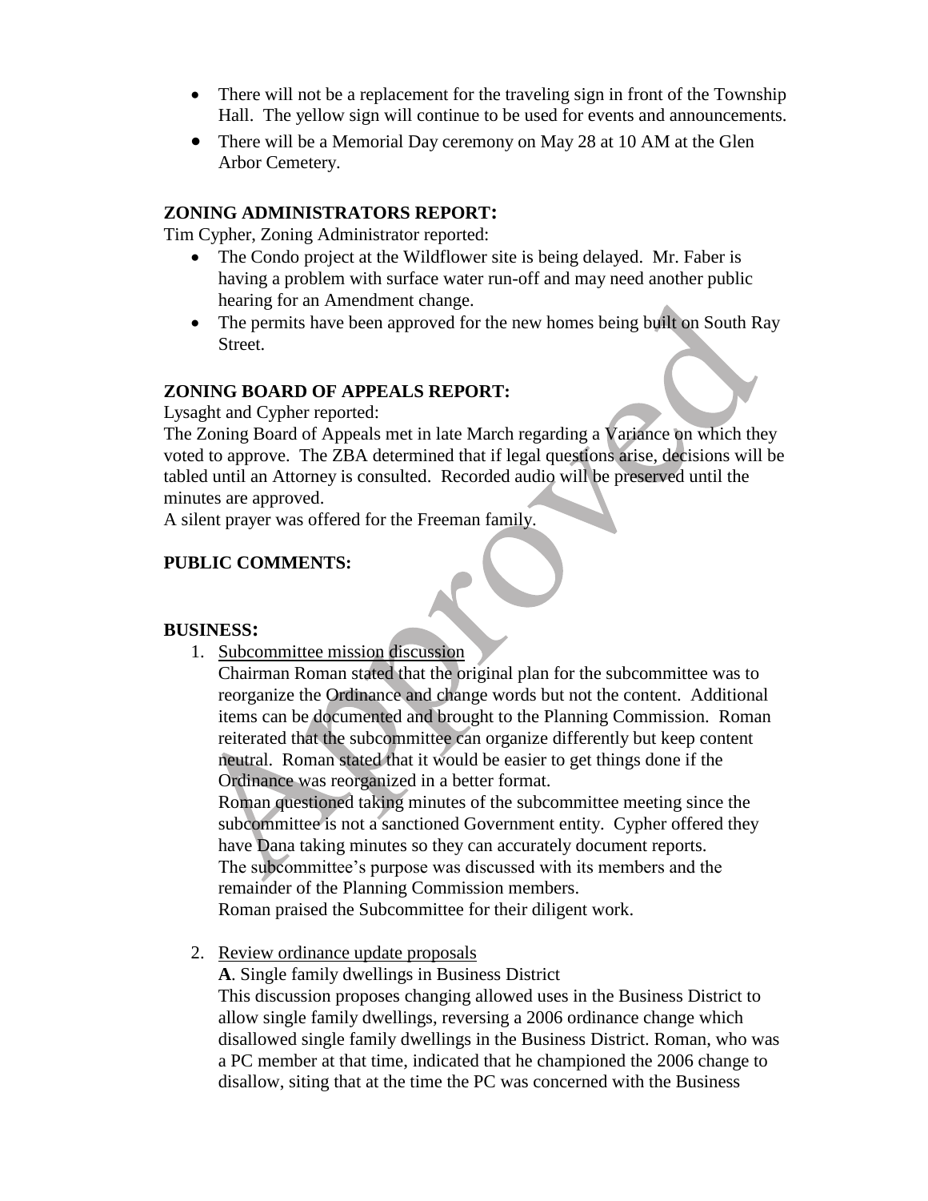- There will not be a replacement for the traveling sign in front of the Township Hall. The yellow sign will continue to be used for events and announcements.
- There will be a Memorial Day ceremony on May 28 at 10 AM at the Glen Arbor Cemetery.

## ZONING ADMINISTRATORS REPORT:

Tim Cypher, Zoning Administrator reported:

- The Condo project at the Wildflower site is being delayed. Mr. Faber is having a problem with surface water run-off and may need another public hearing for an Amendment change.
- The permits have been approved for the new homes being built on South Ray Street.

## ZONING BOARD OF APPEALS REPORT:

Lysaght and Cypher reported:

The Zoning Board of Appeals met in late March regarding a Variance on which they voted to approve. The ZBA determined that if legal questions arise, decisions will be tabled until an Attorney is consulted. Recorded audio will be preserved until the minutes are approved.

A silent prayer was offered for the Freeman family.

## PUBLIC COMMENTS:

## BUSINESS:

1. Subcommittee mission discussion

   Chairman Roman stated that the original plan for the subcommittee was to reorganize the Ordinance and change words but not the content. Additional items can be documented and brought to the Planning Commission. Roman reiterated that the subcommittee can organize differently but keep content neutral. Roman stated that it would be easier to get things done if the Ordinance was reorganized in a better format.

   Roman questioned taking minutes of the subcommittee meeting since the subcommittee is not a sanctioned Government entity. Cypher offered they have Dana taking minutes so they can accurately document reports.

   The subcommittee's purpose was discussed with its members and the remainder of the Planning Commission members.

   Roman praised the Subcommittee for their diligent work.

2. Review ordinance update proposals

   **A**. Single family dwellings in Business District

   This discussion proposes changing allowed uses in the Business District to allow single family dwellings, reversing a 2006 ordinance change which disallowed single family dwellings in the Business District. Roman, who was a PC member at that time, indicated that he championed the 2006 change to disallow, siting that at the time the PC was concerned with the Business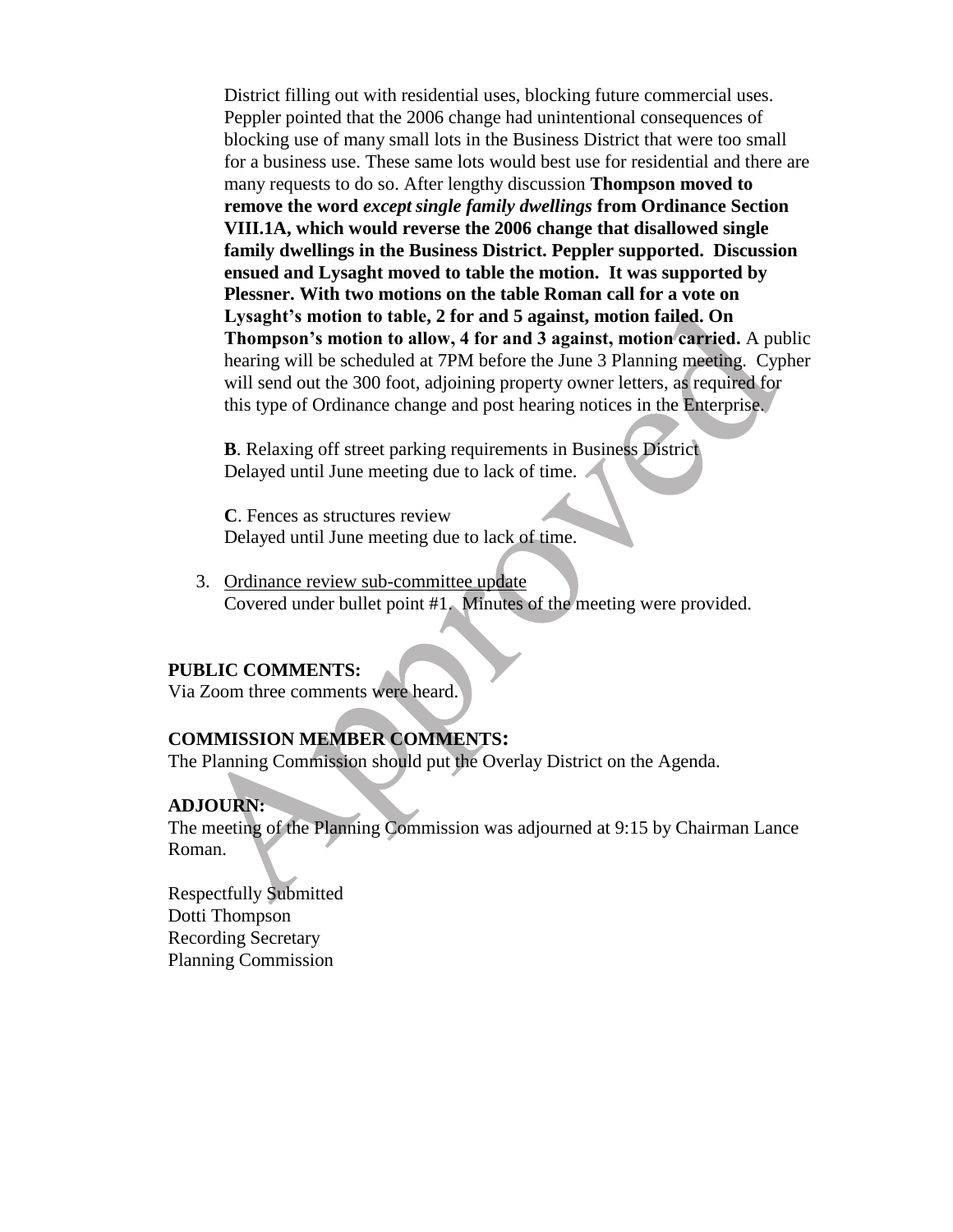District filling out with residential uses, blocking future commercial uses. Peppler pointed that the 2006 change had unintentional consequences of blocking use of many small lots in the Business District that were too small for a business use. These same lots would best use for residential and there are many requests to do so. After lengthy discussion **Thompson moved to remove the word *except single family dwellings* from Ordinance Section VIII.1A, which would reverse the 2006 change that disallowed single family dwellings in the Business District. Peppler supported. Discussion ensued and Lysaght moved to table the motion. It was supported by Plessner. With two motions on the table Roman call for a vote on Lysaght's motion to table, 2 for and 5 against, motion failed. On Thompson's motion to allow, 4 for and 3 against, motion carried.** A public hearing will be scheduled at 7PM before the June 3 Planning meeting. Cypher will send out the 300 foot, adjoining property owner letters, as required for this type of Ordinance change and post hearing notices in the Enterprise.

**B**. Relaxing off street parking requirements in Business District
Delayed until June meeting due to lack of time.

**C**. Fences as structures review
Delayed until June meeting due to lack of time.

3. <u>Ordinance review sub-committee update</u>
   Covered under bullet point #1. Minutes of the meeting were provided.

**PUBLIC COMMENTS:**
Via Zoom three comments were heard.

**COMMISSION MEMBER COMMENTS:**
The Planning Commission should put the Overlay District on the Agenda.

**ADJOURN:**
The meeting of the Planning Commission was adjourned at 9:15 by Chairman Lance Roman.

Respectfully Submitted
Dotti Thompson
Recording Secretary
Planning Commission